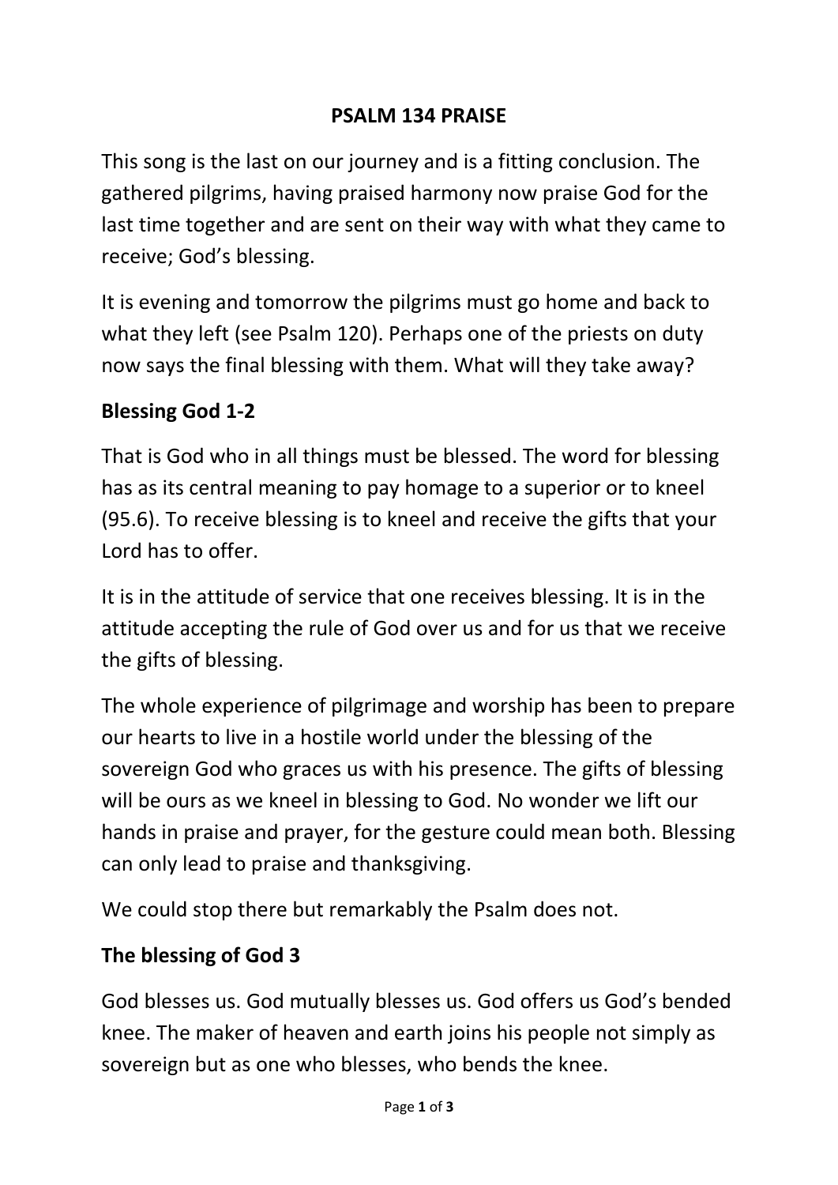# PSALM 134 PRAISE

This song is the last on our journey and is a fitting conclusion. The gathered pilgrims, having praised harmony now praise God for the last time together and are sent on their way with what they came to receive; God's blessing.

It is evening and tomorrow the pilgrims must go home and back to what they left (see Psalm 120). Perhaps one of the priests on duty now says the final blessing with them. What will they take away?

## Blessing God 1-2

That is God who in all things must be blessed. The word for blessing has as its central meaning to pay homage to a superior or to kneel (95.6). To receive blessing is to kneel and receive the gifts that your Lord has to offer.

It is in the attitude of service that one receives blessing. It is in the attitude accepting the rule of God over us and for us that we receive the gifts of blessing.

The whole experience of pilgrimage and worship has been to prepare our hearts to live in a hostile world under the blessing of the sovereign God who graces us with his presence. The gifts of blessing will be ours as we kneel in blessing to God. No wonder we lift our hands in praise and prayer, for the gesture could mean both. Blessing can only lead to praise and thanksgiving.

We could stop there but remarkably the Psalm does not.

## The blessing of God 3

God blesses us. God mutually blesses us. God offers us God's bended knee. The maker of heaven and earth joins his people not simply as sovereign but as one who blesses, who bends the knee.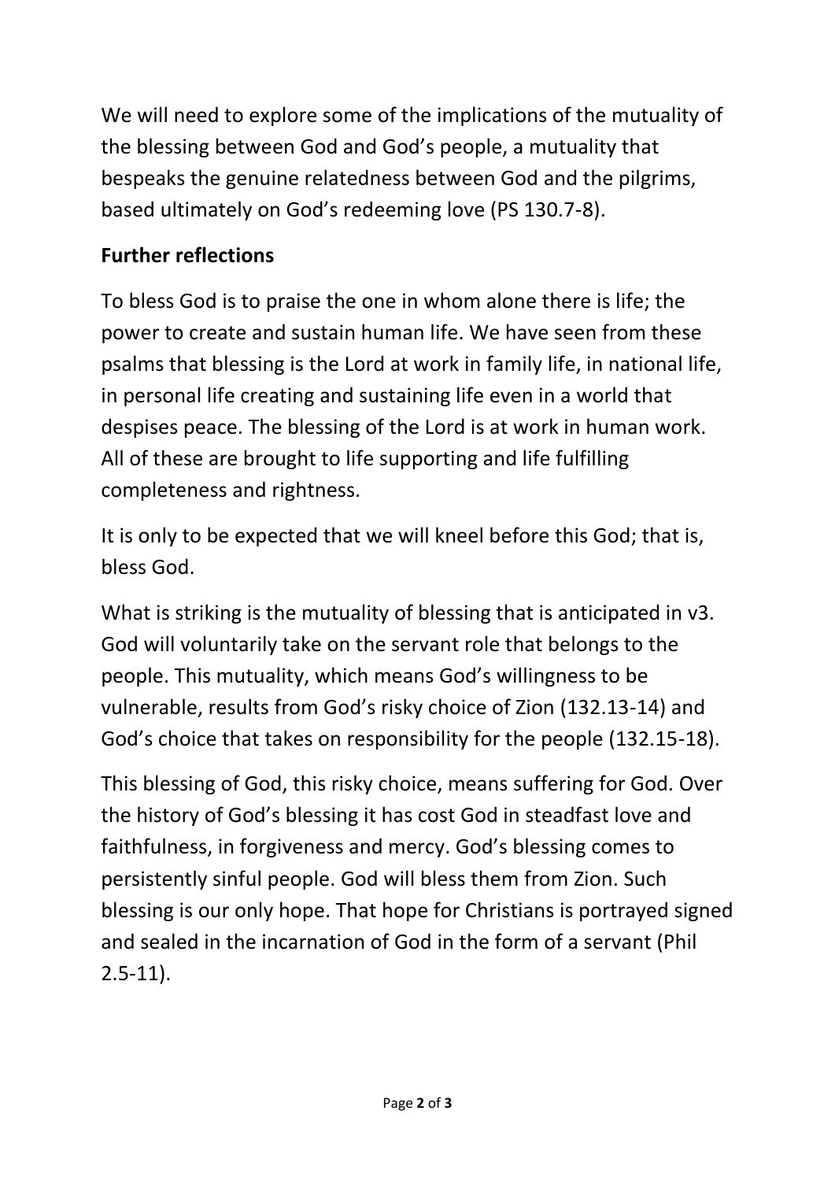We will need to explore some of the implications of the mutuality of the blessing between God and God's people, a mutuality that bespeaks the genuine relatedness between God and the pilgrims, based ultimately on God's redeeming love (PS 130.7-8).

**Further reflections**

To bless God is to praise the one in whom alone there is life; the power to create and sustain human life. We have seen from these psalms that blessing is the Lord at work in family life, in national life, in personal life creating and sustaining life even in a world that despises peace. The blessing of the Lord is at work in human work. All of these are brought to life supporting and life fulfilling completeness and rightness.

It is only to be expected that we will kneel before this God; that is, bless God.

What is striking is the mutuality of blessing that is anticipated in v3. God will voluntarily take on the servant role that belongs to the people. This mutuality, which means God's willingness to be vulnerable, results from God's risky choice of Zion (132.13-14) and God's choice that takes on responsibility for the people (132.15-18).

This blessing of God, this risky choice, means suffering for God. Over the history of God's blessing it has cost God in steadfast love and faithfulness, in forgiveness and mercy. God's blessing comes to persistently sinful people. God will bless them from Zion. Such blessing is our only hope. That hope for Christians is portrayed signed and sealed in the incarnation of God in the form of a servant (Phil 2.5-11).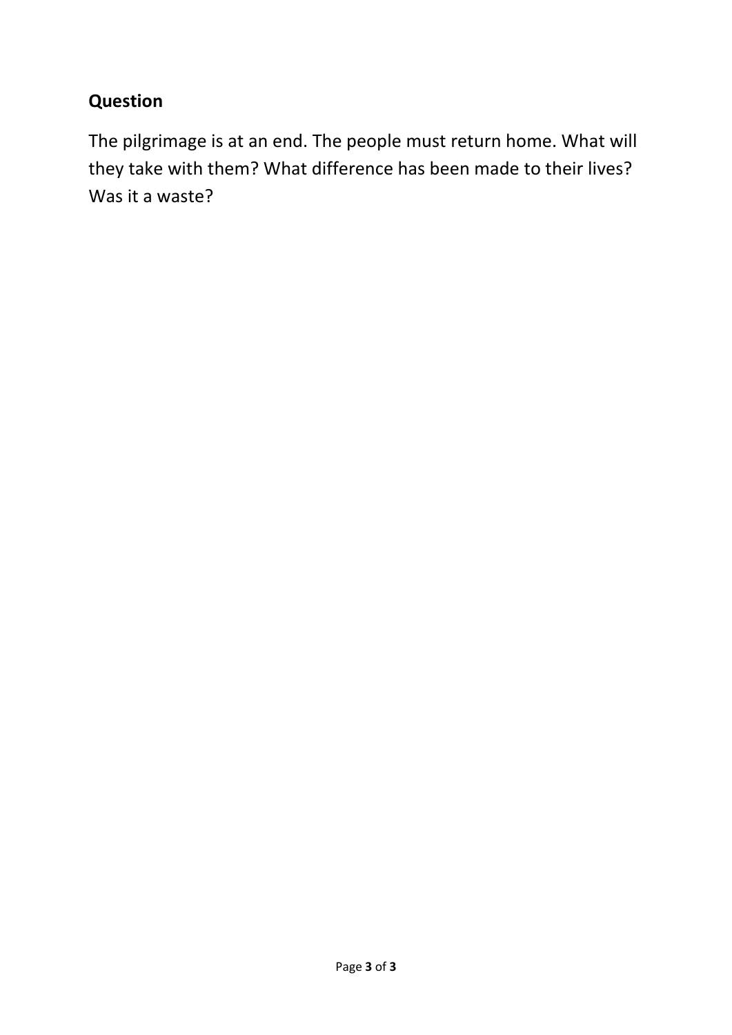**Question**

The pilgrimage is at an end. The people must return home. What will they take with them? What difference has been made to their lives? Was it a waste?